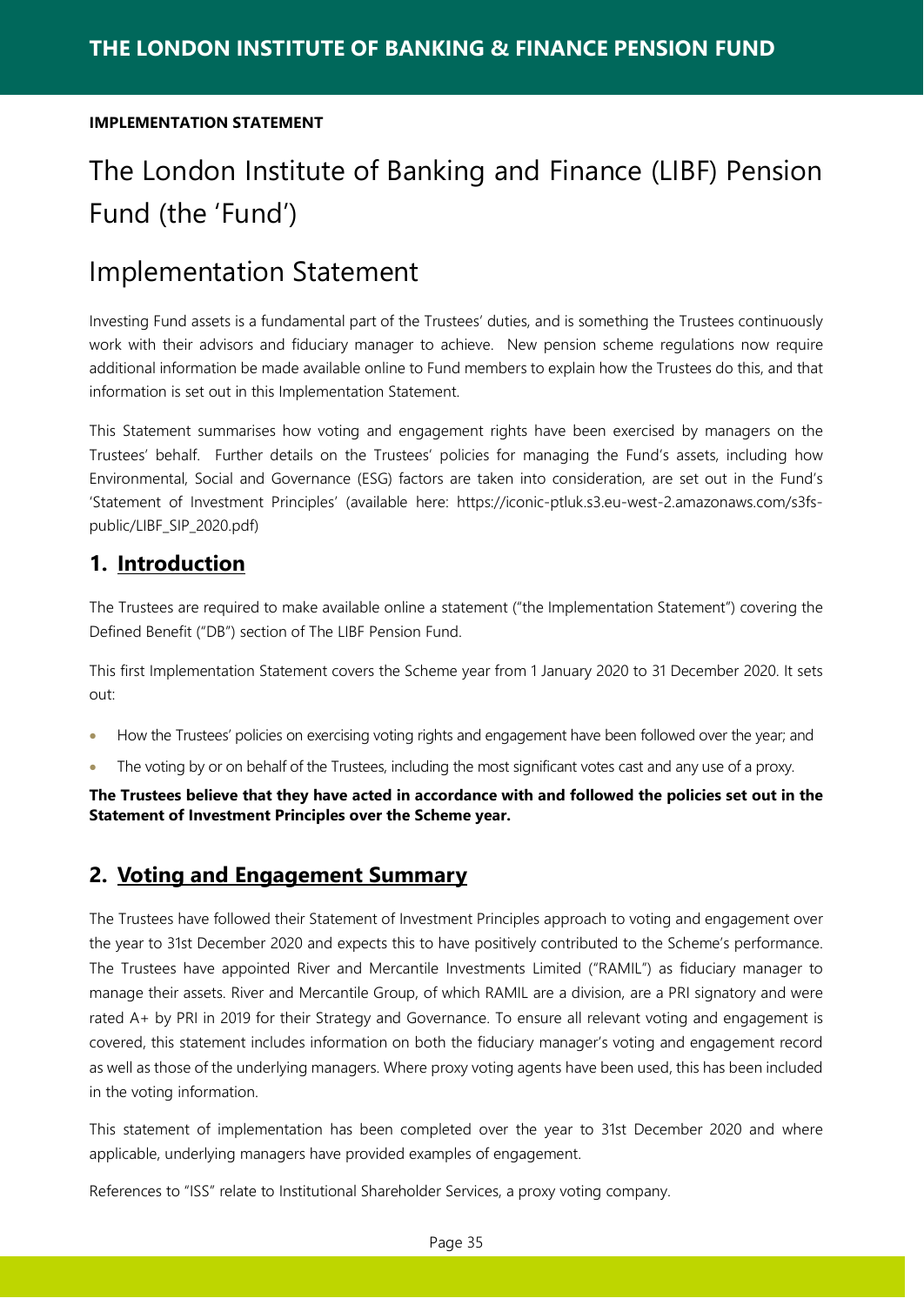**IMPLEMENTATION STATEMENT**

# The London Institute of Banking and Finance (LIBF) Pension Fund (the 'Fund')

# Implementation Statement

Investing Fund assets is a fundamental part of the Trustees' duties, and is something the Trustees continuously work with their advisors and fiduciary manager to achieve. New pension scheme regulations now require additional information be made available online to Fund members to explain how the Trustees do this, and that information is set out in this Implementation Statement.

This Statement summarises how voting and engagement rights have been exercised by managers on the Trustees' behalf. Further details on the Trustees' policies for managing the Fund's assets, including how Environmental, Social and Governance (ESG) factors are taken into consideration, are set out in the Fund's 'Statement of Investment Principles' (available here: https://iconic-ptluk.s3.eu-west-2.amazonaws.com/s3fs-public/LIBF_SIP_2020.pdf)

## 1. Introduction

The Trustees are required to make available online a statement ("the Implementation Statement") covering the Defined Benefit ("DB") section of The LIBF Pension Fund.

This first Implementation Statement covers the Scheme year from 1 January 2020 to 31 December 2020. It sets out:

- How the Trustees' policies on exercising voting rights and engagement have been followed over the year; and
- The voting by or on behalf of the Trustees, including the most significant votes cast and any use of a proxy.

**The Trustees believe that they have acted in accordance with and followed the policies set out in the Statement of Investment Principles over the Scheme year.**

## 2. Voting and Engagement Summary

The Trustees have followed their Statement of Investment Principles approach to voting and engagement over the year to 31st December 2020 and expects this to have positively contributed to the Scheme's performance. The Trustees have appointed River and Mercantile Investments Limited ("RAMIL") as fiduciary manager to manage their assets. River and Mercantile Group, of which RAMIL are a division, are a PRI signatory and were rated A+ by PRI in 2019 for their Strategy and Governance. To ensure all relevant voting and engagement is covered, this statement includes information on both the fiduciary manager's voting and engagement record as well as those of the underlying managers. Where proxy voting agents have been used, this has been included in the voting information.

This statement of implementation has been completed over the year to 31st December 2020 and where applicable, underlying managers have provided examples of engagement.

References to "ISS" relate to Institutional Shareholder Services, a proxy voting company.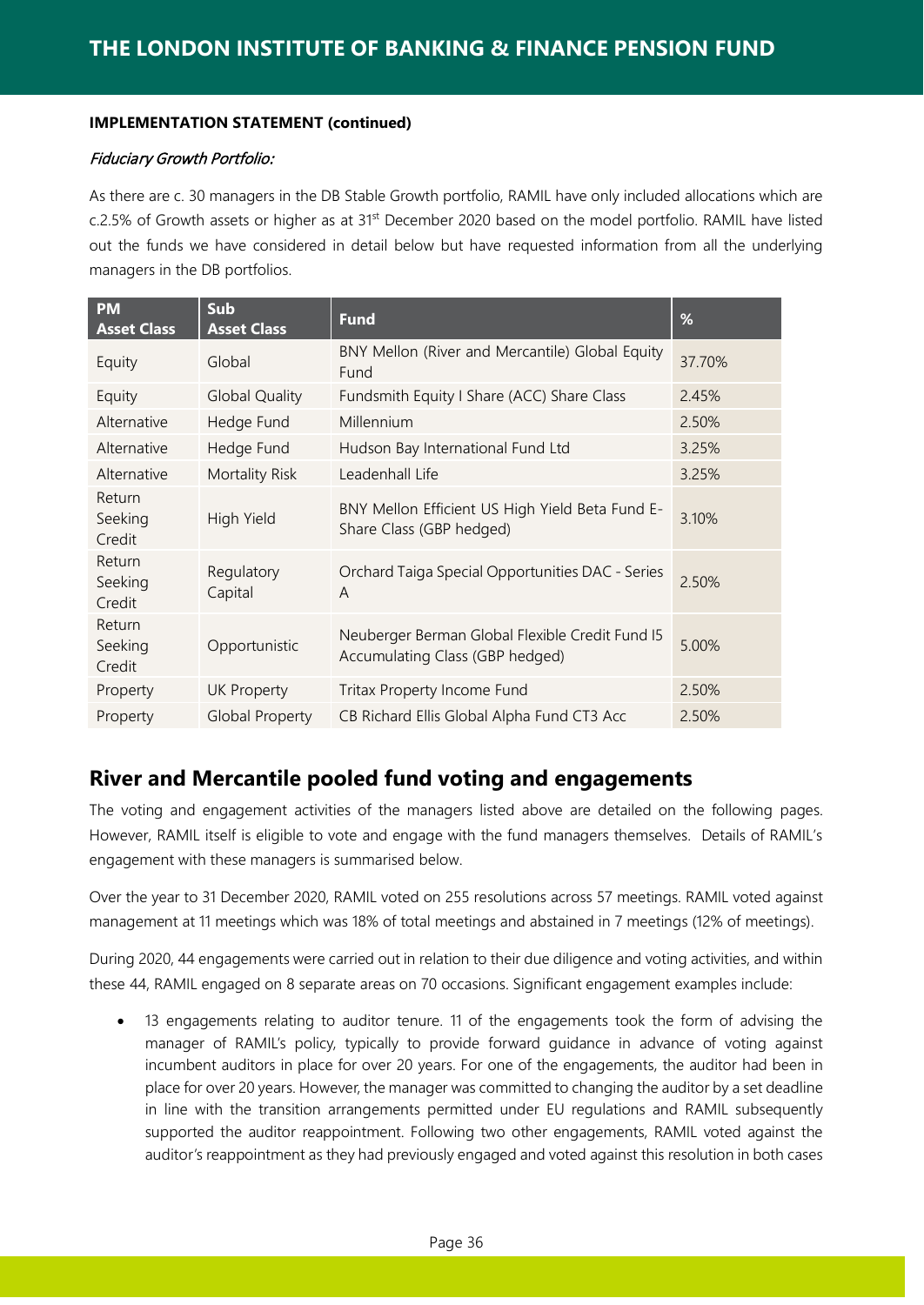**IMPLEMENTATION STATEMENT (continued)**

*Fiduciary Growth Portfolio:*

As there are c. 30 managers in the DB Stable Growth portfolio, RAMIL have only included allocations which are c.2.5% of Growth assets or higher as at 31st December 2020 based on the model portfolio. RAMIL have listed out the funds we have considered in detail below but have requested information from all the underlying managers in the DB portfolios.

| PM Asset Class | Sub Asset Class | Fund | % |
|---|---|---|---|
| Equity | Global | BNY Mellon (River and Mercantile) Global Equity Fund | 37.70% |
| Equity | Global Quality | Fundsmith Equity I Share (ACC) Share Class | 2.45% |
| Alternative | Hedge Fund | Millennium | 2.50% |
| Alternative | Hedge Fund | Hudson Bay International Fund Ltd | 3.25% |
| Alternative | Mortality Risk | Leadenhall Life | 3.25% |
| Return Seeking Credit | High Yield | BNY Mellon Efficient US High Yield Beta Fund E-Share Class (GBP hedged) | 3.10% |
| Return Seeking Credit | Regulatory Capital | Orchard Taiga Special Opportunities DAC - Series A | 2.50% |
| Return Seeking Credit | Opportunistic | Neuberger Berman Global Flexible Credit Fund I5 Accumulating Class (GBP hedged) | 5.00% |
| Property | UK Property | Tritax Property Income Fund | 2.50% |
| Property | Global Property | CB Richard Ellis Global Alpha Fund CT3 Acc | 2.50% |

## River and Mercantile pooled fund voting and engagements

The voting and engagement activities of the managers listed above are detailed on the following pages. However, RAMIL itself is eligible to vote and engage with the fund managers themselves. Details of RAMIL's engagement with these managers is summarised below.

Over the year to 31 December 2020, RAMIL voted on 255 resolutions across 57 meetings. RAMIL voted against management at 11 meetings which was 18% of total meetings and abstained in 7 meetings (12% of meetings).

During 2020, 44 engagements were carried out in relation to their due diligence and voting activities, and within these 44, RAMIL engaged on 8 separate areas on 70 occasions. Significant engagement examples include:

- 13 engagements relating to auditor tenure. 11 of the engagements took the form of advising the manager of RAMIL's policy, typically to provide forward guidance in advance of voting against incumbent auditors in place for over 20 years. For one of the engagements, the auditor had been in place for over 20 years. However, the manager was committed to changing the auditor by a set deadline in line with the transition arrangements permitted under EU regulations and RAMIL subsequently supported the auditor reappointment. Following two other engagements, RAMIL voted against the auditor's reappointment as they had previously engaged and voted against this resolution in both cases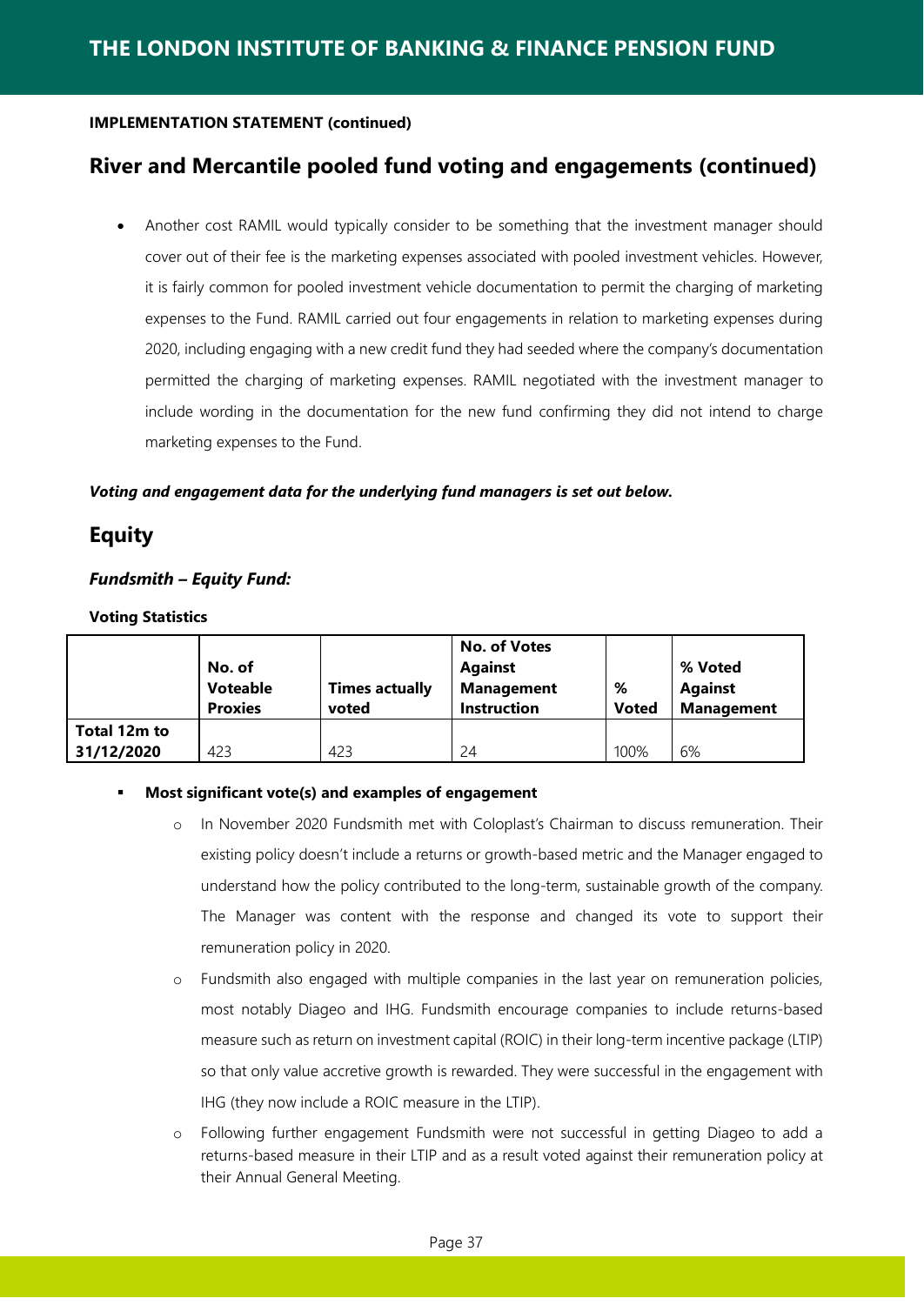**IMPLEMENTATION STATEMENT (continued)**

## River and Mercantile pooled fund voting and engagements (continued)

- Another cost RAMIL would typically consider to be something that the investment manager should cover out of their fee is the marketing expenses associated with pooled investment vehicles. However, it is fairly common for pooled investment vehicle documentation to permit the charging of marketing expenses to the Fund. RAMIL carried out four engagements in relation to marketing expenses during 2020, including engaging with a new credit fund they had seeded where the company's documentation permitted the charging of marketing expenses. RAMIL negotiated with the investment manager to include wording in the documentation for the new fund confirming they did not intend to charge marketing expenses to the Fund.

***Voting and engagement data for the underlying fund managers is set out below.***

## Equity

***Fundsmith – Equity Fund:***

**Voting Statistics**

| | No. of Voteable Proxies | Times actually voted | No. of Votes Against Management Instruction | % Voted | % Voted Against Management |
|---|---|---|---|---|---|
| **Total 12m to 31/12/2020** | 423 | 423 | 24 | 100% | 6% |

- **Most significant vote(s) and examples of engagement**
  - In November 2020 Fundsmith met with Coloplast's Chairman to discuss remuneration. Their existing policy doesn't include a returns or growth-based metric and the Manager engaged to understand how the policy contributed to the long-term, sustainable growth of the company. The Manager was content with the response and changed its vote to support their remuneration policy in 2020.
  - Fundsmith also engaged with multiple companies in the last year on remuneration policies, most notably Diageo and IHG. Fundsmith encourage companies to include returns-based measure such as return on investment capital (ROIC) in their long-term incentive package (LTIP) so that only value accretive growth is rewarded. They were successful in the engagement with IHG (they now include a ROIC measure in the LTIP).
  - Following further engagement Fundsmith were not successful in getting Diageo to add a returns-based measure in their LTIP and as a result voted against their remuneration policy at their Annual General Meeting.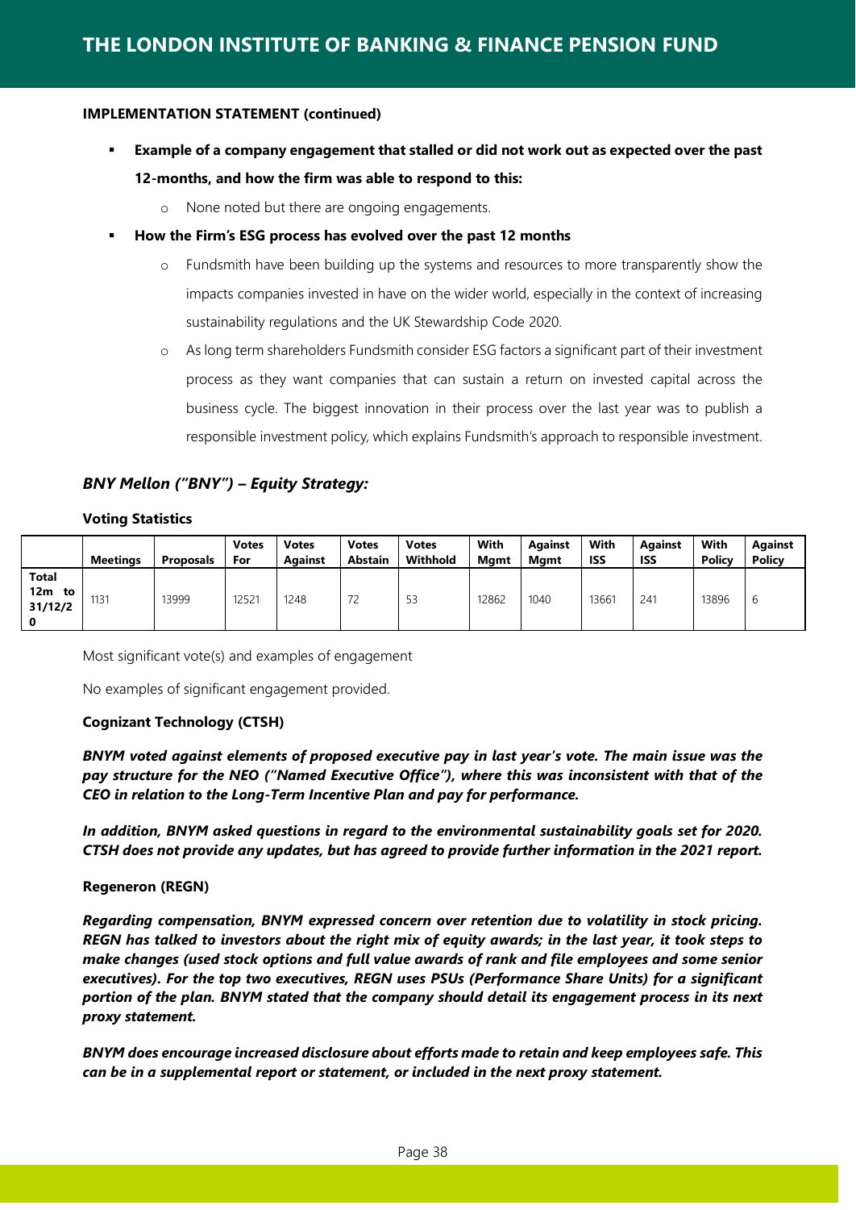**IMPLEMENTATION STATEMENT (continued)**

- **Example of a company engagement that stalled or did not work out as expected over the past 12-months, and how the firm was able to respond to this:**
    - None noted but there are ongoing engagements.
- **How the Firm's ESG process has evolved over the past 12 months**
    - Fundsmith have been building up the systems and resources to more transparently show the impacts companies invested in have on the wider world, especially in the context of increasing sustainability regulations and the UK Stewardship Code 2020.
    - As long term shareholders Fundsmith consider ESG factors a significant part of their investment process as they want companies that can sustain a return on invested capital across the business cycle. The biggest innovation in their process over the last year was to publish a responsible investment policy, which explains Fundsmith's approach to responsible investment.

### *BNY Mellon ("BNY") – Equity Strategy:*

**Voting Statistics**

| | Meetings | Proposals | Votes For | Votes Against | Votes Abstain | Votes Withhold | With Mgmt | Against Mgmt | With ISS | Against ISS | With Policy | Against Policy |
|---|---|---|---|---|---|---|---|---|---|---|---|---|
| **Total 12m to 31/12/20** | 1131 | 13999 | 12521 | 1248 | 72 | 53 | 12862 | 1040 | 13661 | 241 | 13896 | 6 |

Most significant vote(s) and examples of engagement

No examples of significant engagement provided.

**Cognizant Technology (CTSH)**

***BNYM voted against elements of proposed executive pay in last year's vote. The main issue was the pay structure for the NEO ("Named Executive Office"), where this was inconsistent with that of the CEO in relation to the Long-Term Incentive Plan and pay for performance.***

***In addition, BNYM asked questions in regard to the environmental sustainability goals set for 2020. CTSH does not provide any updates, but has agreed to provide further information in the 2021 report.***

**Regeneron (REGN)**

***Regarding compensation, BNYM expressed concern over retention due to volatility in stock pricing. REGN has talked to investors about the right mix of equity awards; in the last year, it took steps to make changes (used stock options and full value awards of rank and file employees and some senior executives). For the top two executives, REGN uses PSUs (Performance Share Units) for a significant portion of the plan. BNYM stated that the company should detail its engagement process in its next proxy statement.***

***BNYM does encourage increased disclosure about efforts made to retain and keep employees safe. This can be in a supplemental report or statement, or included in the next proxy statement.***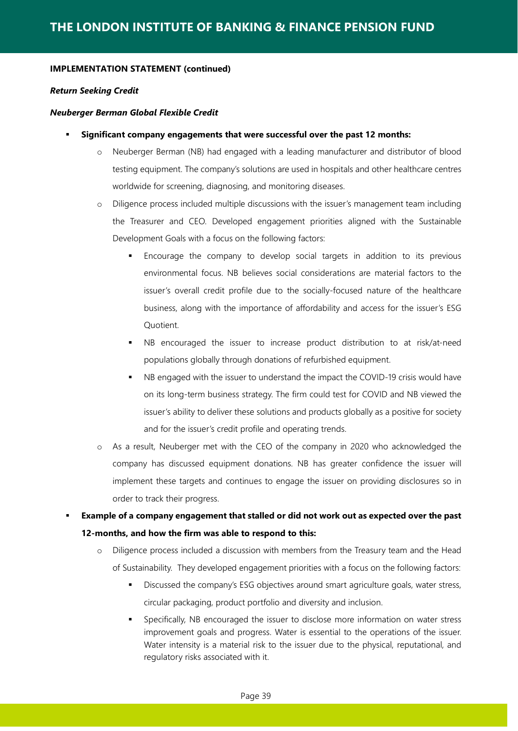**IMPLEMENTATION STATEMENT (continued)**

***Return Seeking Credit***

***Neuberger Berman Global Flexible Credit***

- **Significant company engagements that were successful over the past 12 months:**
    - Neuberger Berman (NB) had engaged with a leading manufacturer and distributor of blood testing equipment. The company's solutions are used in hospitals and other healthcare centres worldwide for screening, diagnosing, and monitoring diseases.
    - Diligence process included multiple discussions with the issuer's management team including the Treasurer and CEO. Developed engagement priorities aligned with the Sustainable Development Goals with a focus on the following factors:
        - Encourage the company to develop social targets in addition to its previous environmental focus. NB believes social considerations are material factors to the issuer's overall credit profile due to the socially-focused nature of the healthcare business, along with the importance of affordability and access for the issuer's ESG Quotient.
        - NB encouraged the issuer to increase product distribution to at risk/at-need populations globally through donations of refurbished equipment.
        - NB engaged with the issuer to understand the impact the COVID-19 crisis would have on its long-term business strategy. The firm could test for COVID and NB viewed the issuer's ability to deliver these solutions and products globally as a positive for society and for the issuer's credit profile and operating trends.
    - As a result, Neuberger met with the CEO of the company in 2020 who acknowledged the company has discussed equipment donations. NB has greater confidence the issuer will implement these targets and continues to engage the issuer on providing disclosures so in order to track their progress.
- **Example of a company engagement that stalled or did not work out as expected over the past 12-months, and how the firm was able to respond to this:**
    - Diligence process included a discussion with members from the Treasury team and the Head of Sustainability. They developed engagement priorities with a focus on the following factors:
        - Discussed the company's ESG objectives around smart agriculture goals, water stress, circular packaging, product portfolio and diversity and inclusion.
        - Specifically, NB encouraged the issuer to disclose more information on water stress improvement goals and progress. Water is essential to the operations of the issuer. Water intensity is a material risk to the issuer due to the physical, reputational, and regulatory risks associated with it.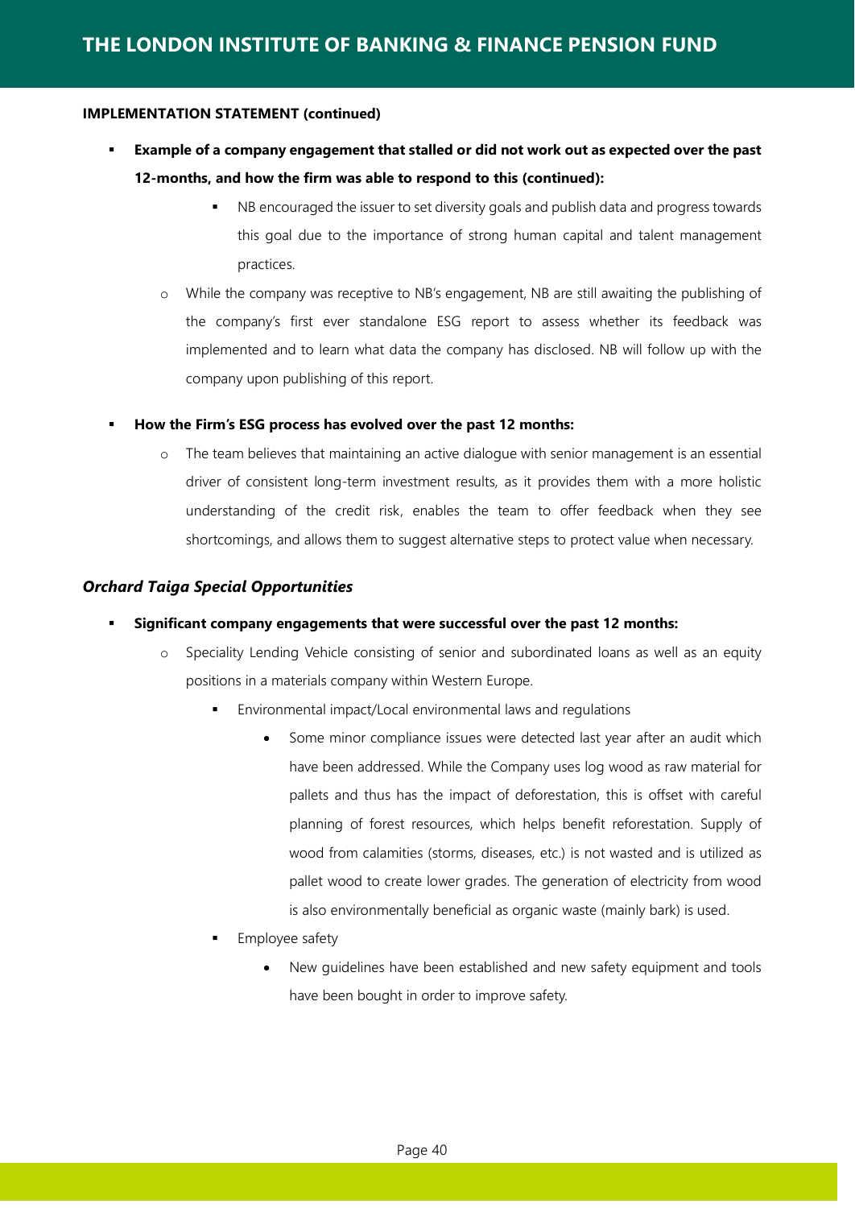**IMPLEMENTATION STATEMENT (continued)**

- **Example of a company engagement that stalled or did not work out as expected over the past 12-months, and how the firm was able to respond to this (continued):**
    - NB encouraged the issuer to set diversity goals and publish data and progress towards this goal due to the importance of strong human capital and talent management practices.
  - While the company was receptive to NB's engagement, NB are still awaiting the publishing of the company's first ever standalone ESG report to assess whether its feedback was implemented and to learn what data the company has disclosed. NB will follow up with the company upon publishing of this report.

- **How the Firm's ESG process has evolved over the past 12 months:**
  - The team believes that maintaining an active dialogue with senior management is an essential driver of consistent long-term investment results, as it provides them with a more holistic understanding of the credit risk, enables the team to offer feedback when they see shortcomings, and allows them to suggest alternative steps to protect value when necessary.

### *Orchard Taiga Special Opportunities*

- **Significant company engagements that were successful over the past 12 months:**
  - Speciality Lending Vehicle consisting of senior and subordinated loans as well as an equity positions in a materials company within Western Europe.
    - Environmental impact/Local environmental laws and regulations
      - Some minor compliance issues were detected last year after an audit which have been addressed. While the Company uses log wood as raw material for pallets and thus has the impact of deforestation, this is offset with careful planning of forest resources, which helps benefit reforestation. Supply of wood from calamities (storms, diseases, etc.) is not wasted and is utilized as pallet wood to create lower grades. The generation of electricity from wood is also environmentally beneficial as organic waste (mainly bark) is used.
    - Employee safety
      - New guidelines have been established and new safety equipment and tools have been bought in order to improve safety.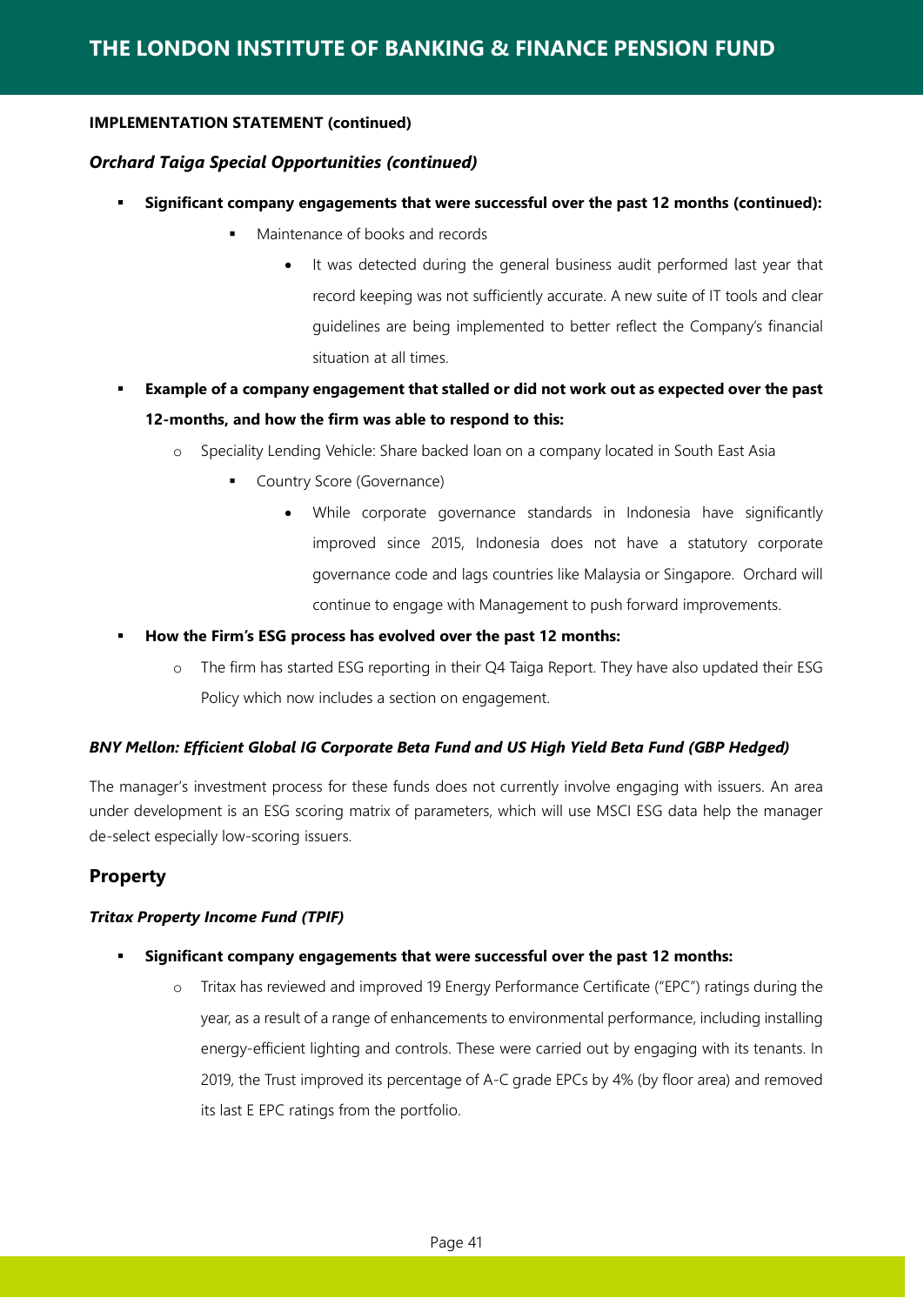**IMPLEMENTATION STATEMENT (continued)**

***Orchard Taiga Special Opportunities (continued)***

- **Significant company engagements that were successful over the past 12 months (continued):**
    - Maintenance of books and records
        - It was detected during the general business audit performed last year that record keeping was not sufficiently accurate. A new suite of IT tools and clear guidelines are being implemented to better reflect the Company's financial situation at all times.
- **Example of a company engagement that stalled or did not work out as expected over the past 12-months, and how the firm was able to respond to this:**
    - Speciality Lending Vehicle: Share backed loan on a company located in South East Asia
        - Country Score (Governance)
            - While corporate governance standards in Indonesia have significantly improved since 2015, Indonesia does not have a statutory corporate governance code and lags countries like Malaysia or Singapore. Orchard will continue to engage with Management to push forward improvements.
- **How the Firm's ESG process has evolved over the past 12 months:**
    - The firm has started ESG reporting in their Q4 Taiga Report. They have also updated their ESG Policy which now includes a section on engagement.

***BNY Mellon: Efficient Global IG Corporate Beta Fund and US High Yield Beta Fund (GBP Hedged)***

The manager's investment process for these funds does not currently involve engaging with issuers. An area under development is an ESG scoring matrix of parameters, which will use MSCI ESG data help the manager de-select especially low-scoring issuers.

## Property

***Tritax Property Income Fund (TPIF)***

- **Significant company engagements that were successful over the past 12 months:**
    - Tritax has reviewed and improved 19 Energy Performance Certificate ("EPC") ratings during the year, as a result of a range of enhancements to environmental performance, including installing energy-efficient lighting and controls. These were carried out by engaging with its tenants. In 2019, the Trust improved its percentage of A-C grade EPCs by 4% (by floor area) and removed its last E EPC ratings from the portfolio.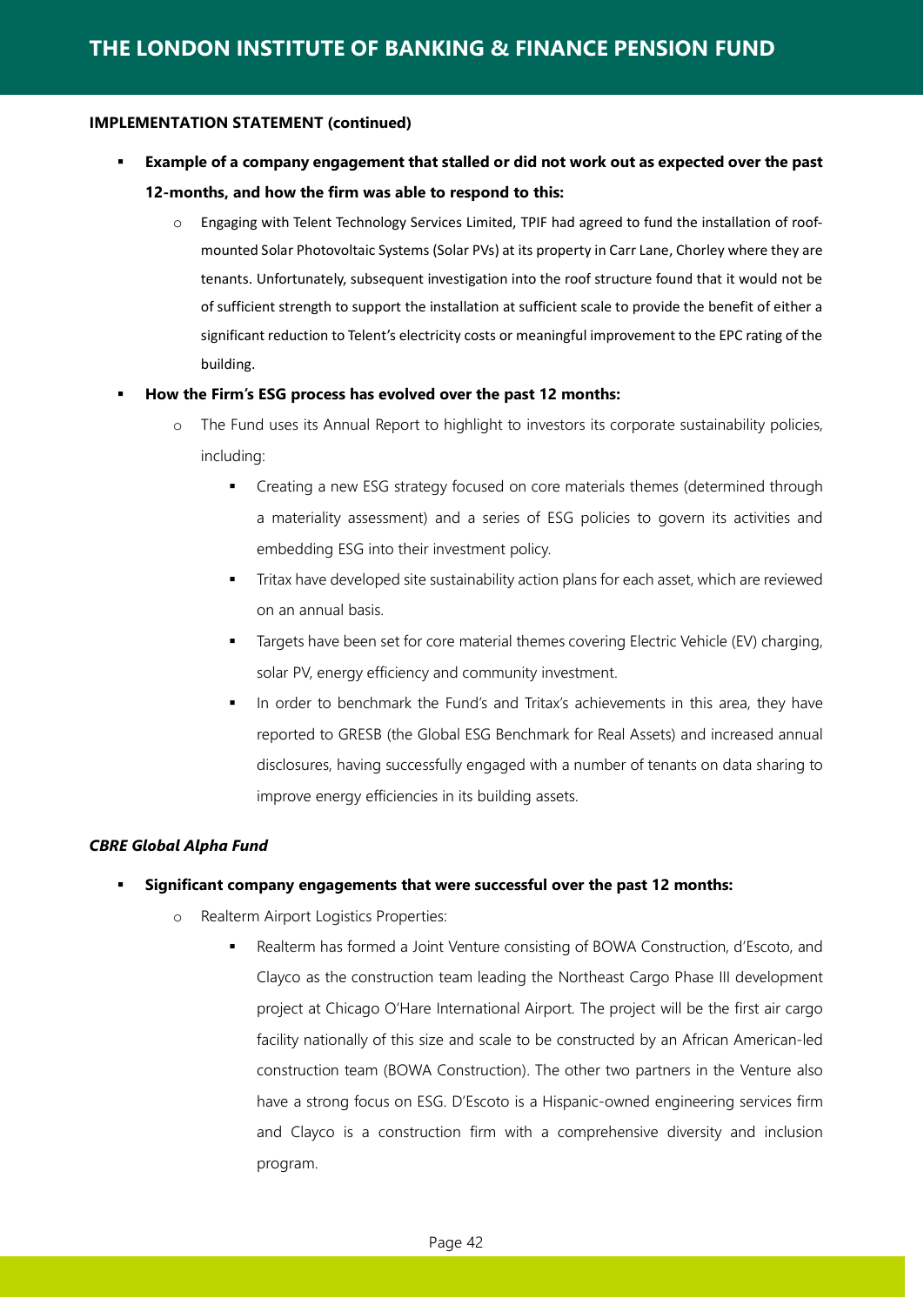**IMPLEMENTATION STATEMENT (continued)**

- **Example of a company engagement that stalled or did not work out as expected over the past 12-months, and how the firm was able to respond to this:**
    - Engaging with Telent Technology Services Limited, TPIF had agreed to fund the installation of roof-mounted Solar Photovoltaic Systems (Solar PVs) at its property in Carr Lane, Chorley where they are tenants. Unfortunately, subsequent investigation into the roof structure found that it would not be of sufficient strength to support the installation at sufficient scale to provide the benefit of either a significant reduction to Telent's electricity costs or meaningful improvement to the EPC rating of the building.
- **How the Firm's ESG process has evolved over the past 12 months:**
    - The Fund uses its Annual Report to highlight to investors its corporate sustainability policies, including:
        - Creating a new ESG strategy focused on core materials themes (determined through a materiality assessment) and a series of ESG policies to govern its activities and embedding ESG into their investment policy.
        - Tritax have developed site sustainability action plans for each asset, which are reviewed on an annual basis.
        - Targets have been set for core material themes covering Electric Vehicle (EV) charging, solar PV, energy efficiency and community investment.
        - In order to benchmark the Fund's and Tritax's achievements in this area, they have reported to GRESB (the Global ESG Benchmark for Real Assets) and increased annual disclosures, having successfully engaged with a number of tenants on data sharing to improve energy efficiencies in its building assets.

***CBRE Global Alpha Fund***

- **Significant company engagements that were successful over the past 12 months:**
    - Realterm Airport Logistics Properties:
        - Realterm has formed a Joint Venture consisting of BOWA Construction, d'Escoto, and Clayco as the construction team leading the Northeast Cargo Phase III development project at Chicago O'Hare International Airport. The project will be the first air cargo facility nationally of this size and scale to be constructed by an African American-led construction team (BOWA Construction). The other two partners in the Venture also have a strong focus on ESG. D'Escoto is a Hispanic-owned engineering services firm and Clayco is a construction firm with a comprehensive diversity and inclusion program.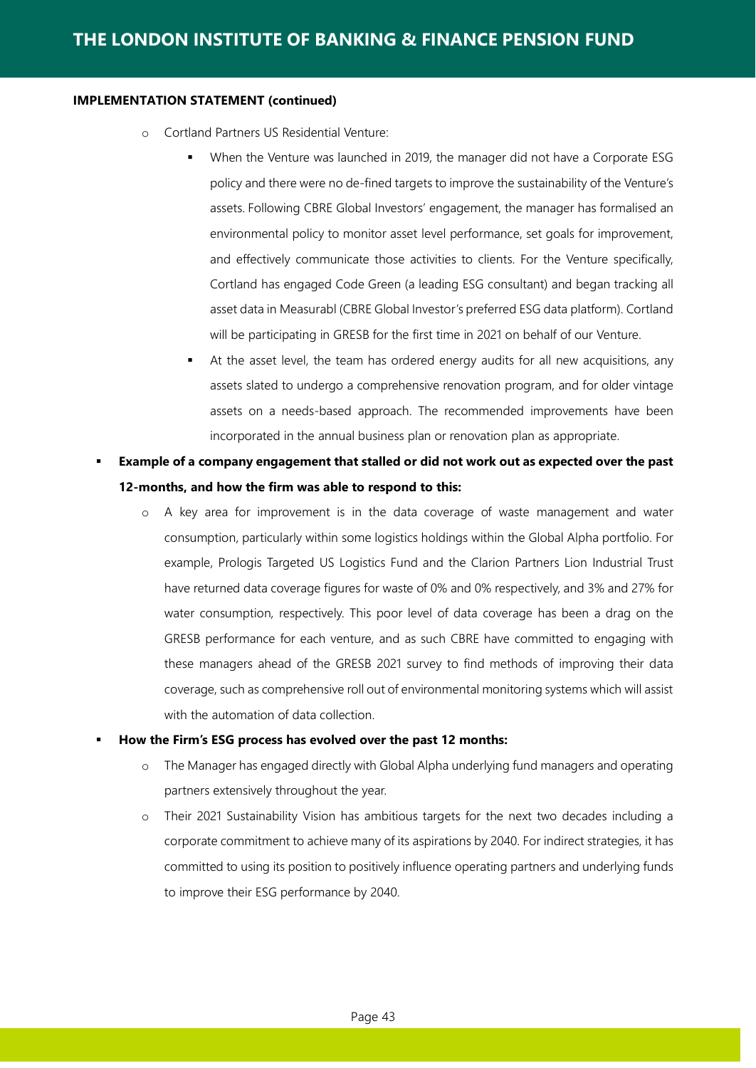**IMPLEMENTATION STATEMENT (continued)**

- Cortland Partners US Residential Venture:
  - When the Venture was launched in 2019, the manager did not have a Corporate ESG policy and there were no de-fined targets to improve the sustainability of the Venture's assets. Following CBRE Global Investors' engagement, the manager has formalised an environmental policy to monitor asset level performance, set goals for improvement, and effectively communicate those activities to clients. For the Venture specifically, Cortland has engaged Code Green (a leading ESG consultant) and began tracking all asset data in Measurabl (CBRE Global Investor's preferred ESG data platform). Cortland will be participating in GRESB for the first time in 2021 on behalf of our Venture.
  - At the asset level, the team has ordered energy audits for all new acquisitions, any assets slated to undergo a comprehensive renovation program, and for older vintage assets on a needs-based approach. The recommended improvements have been incorporated in the annual business plan or renovation plan as appropriate.

- **Example of a company engagement that stalled or did not work out as expected over the past 12-months, and how the firm was able to respond to this:**
  - A key area for improvement is in the data coverage of waste management and water consumption, particularly within some logistics holdings within the Global Alpha portfolio. For example, Prologis Targeted US Logistics Fund and the Clarion Partners Lion Industrial Trust have returned data coverage figures for waste of 0% and 0% respectively, and 3% and 27% for water consumption, respectively. This poor level of data coverage has been a drag on the GRESB performance for each venture, and as such CBRE have committed to engaging with these managers ahead of the GRESB 2021 survey to find methods of improving their data coverage, such as comprehensive roll out of environmental monitoring systems which will assist with the automation of data collection.

- **How the Firm's ESG process has evolved over the past 12 months:**
  - The Manager has engaged directly with Global Alpha underlying fund managers and operating partners extensively throughout the year.
  - Their 2021 Sustainability Vision has ambitious targets for the next two decades including a corporate commitment to achieve many of its aspirations by 2040. For indirect strategies, it has committed to using its position to positively influence operating partners and underlying funds to improve their ESG performance by 2040.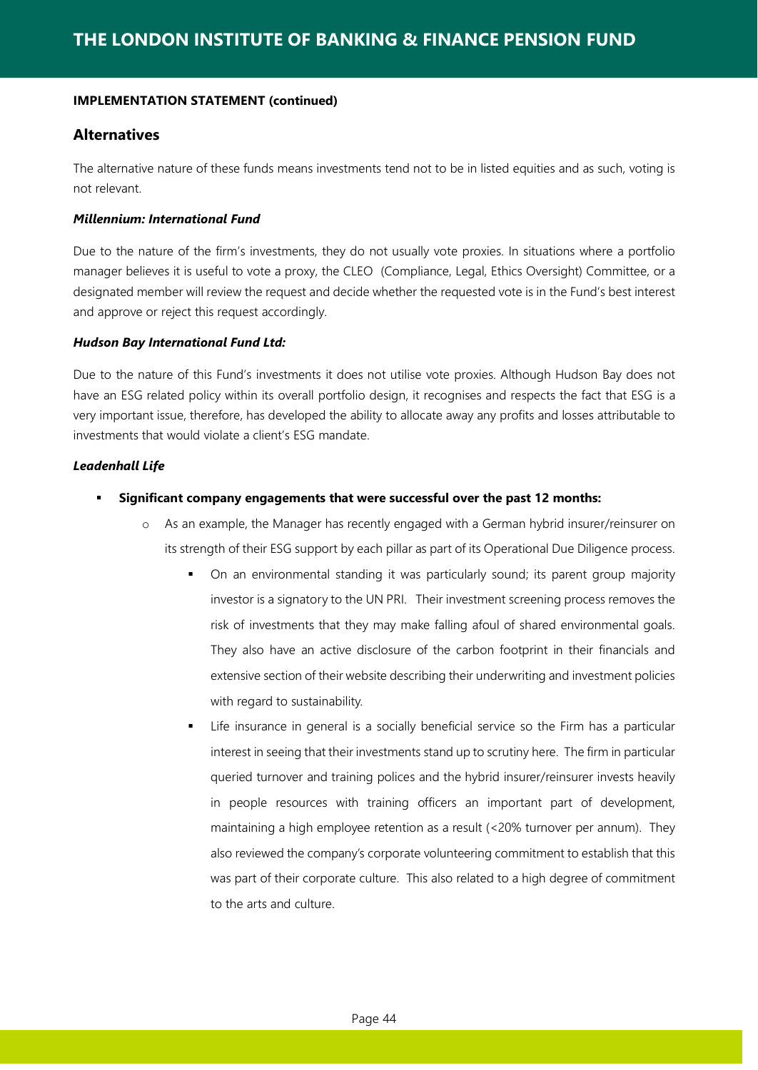**IMPLEMENTATION STATEMENT (continued)**

## Alternatives

The alternative nature of these funds means investments tend not to be in listed equities and as such, voting is not relevant.

***Millennium: International Fund***

Due to the nature of the firm's investments, they do not usually vote proxies. In situations where a portfolio manager believes it is useful to vote a proxy, the CLEO (Compliance, Legal, Ethics Oversight) Committee, or a designated member will review the request and decide whether the requested vote is in the Fund's best interest and approve or reject this request accordingly.

***Hudson Bay International Fund Ltd:***

Due to the nature of this Fund's investments it does not utilise vote proxies. Although Hudson Bay does not have an ESG related policy within its overall portfolio design, it recognises and respects the fact that ESG is a very important issue, therefore, has developed the ability to allocate away any profits and losses attributable to investments that would violate a client's ESG mandate.

***Leadenhall Life***

- **Significant company engagements that were successful over the past 12 months:**
  - As an example, the Manager has recently engaged with a German hybrid insurer/reinsurer on its strength of their ESG support by each pillar as part of its Operational Due Diligence process.
    - On an environmental standing it was particularly sound; its parent group majority investor is a signatory to the UN PRI. Their investment screening process removes the risk of investments that they may make falling afoul of shared environmental goals. They also have an active disclosure of the carbon footprint in their financials and extensive section of their website describing their underwriting and investment policies with regard to sustainability.
    - Life insurance in general is a socially beneficial service so the Firm has a particular interest in seeing that their investments stand up to scrutiny here. The firm in particular queried turnover and training polices and the hybrid insurer/reinsurer invests heavily in people resources with training officers an important part of development, maintaining a high employee retention as a result (<20% turnover per annum). They also reviewed the company's corporate volunteering commitment to establish that this was part of their corporate culture. This also related to a high degree of commitment to the arts and culture.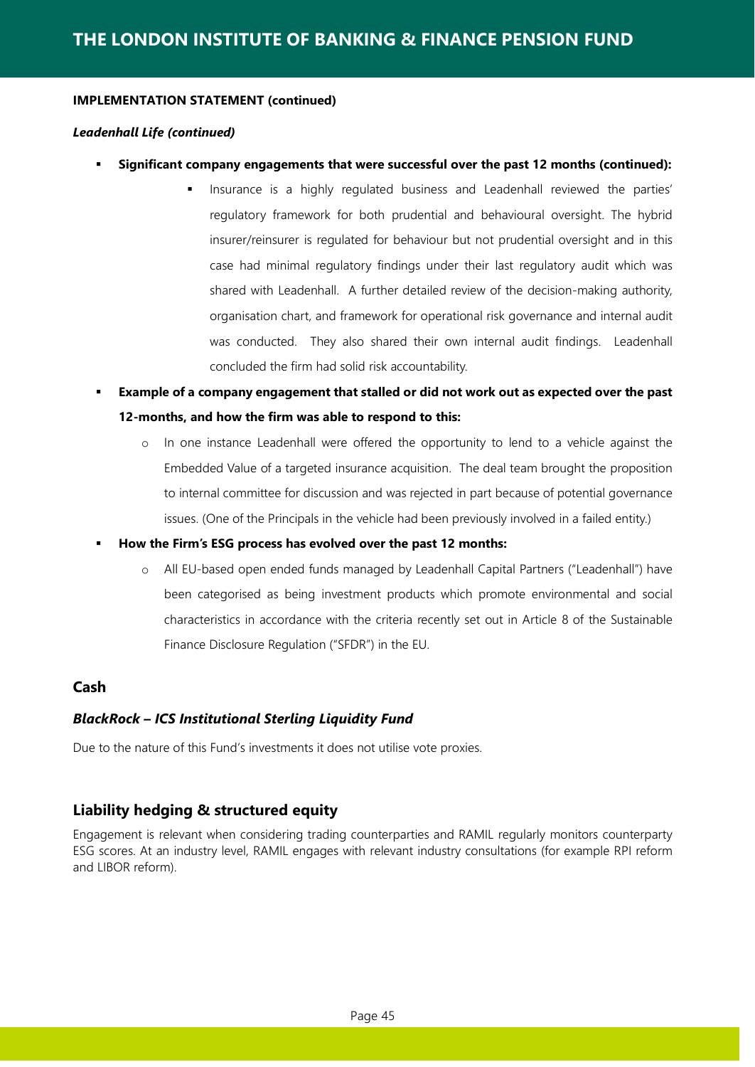**IMPLEMENTATION STATEMENT (continued)**

***Leadenhall Life (continued)***

- **Significant company engagements that were successful over the past 12 months (continued):**
    - Insurance is a highly regulated business and Leadenhall reviewed the parties' regulatory framework for both prudential and behavioural oversight. The hybrid insurer/reinsurer is regulated for behaviour but not prudential oversight and in this case had minimal regulatory findings under their last regulatory audit which was shared with Leadenhall. A further detailed review of the decision-making authority, organisation chart, and framework for operational risk governance and internal audit was conducted. They also shared their own internal audit findings. Leadenhall concluded the firm had solid risk accountability.
- **Example of a company engagement that stalled or did not work out as expected over the past 12-months, and how the firm was able to respond to this:**
    - In one instance Leadenhall were offered the opportunity to lend to a vehicle against the Embedded Value of a targeted insurance acquisition. The deal team brought the proposition to internal committee for discussion and was rejected in part because of potential governance issues. (One of the Principals in the vehicle had been previously involved in a failed entity.)
- **How the Firm's ESG process has evolved over the past 12 months:**
    - All EU-based open ended funds managed by Leadenhall Capital Partners ("Leadenhall") have been categorised as being investment products which promote environmental and social characteristics in accordance with the criteria recently set out in Article 8 of the Sustainable Finance Disclosure Regulation ("SFDR") in the EU.

## Cash

### *BlackRock – ICS Institutional Sterling Liquidity Fund*

Due to the nature of this Fund's investments it does not utilise vote proxies.

## Liability hedging & structured equity

Engagement is relevant when considering trading counterparties and RAMIL regularly monitors counterparty ESG scores. At an industry level, RAMIL engages with relevant industry consultations (for example RPI reform and LIBOR reform).